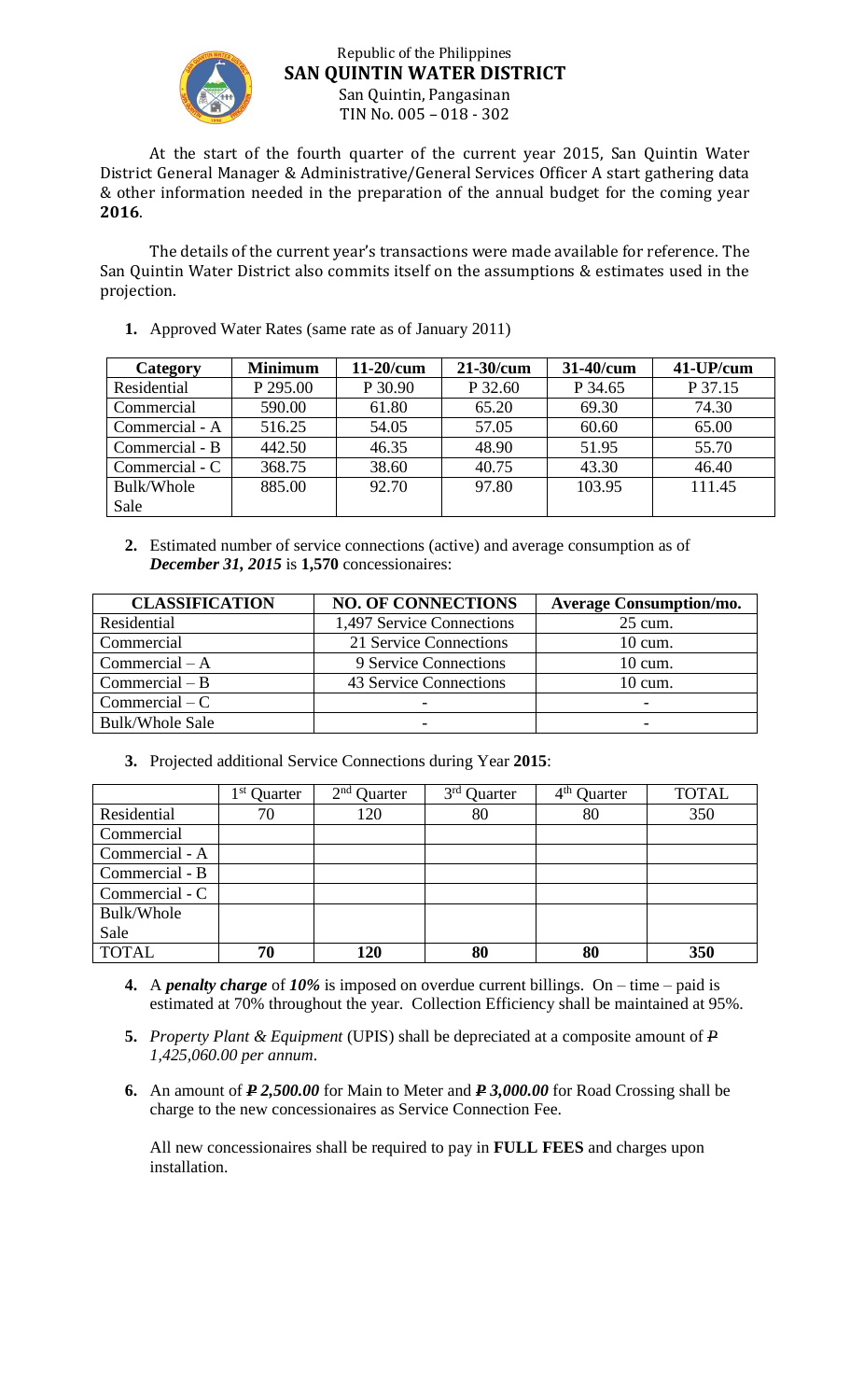Republic of the Philippines
**SAN QUINTIN WATER DISTRICT**
San Quintin, Pangasinan
TIN No. 005 – 018 - 302

At the start of the fourth quarter of the current year 2015, San Quintin Water District General Manager & Administrative/General Services Officer A start gathering data & other information needed in the preparation of the annual budget for the coming year **2016**.

The details of the current year's transactions were made available for reference. The San Quintin Water District also commits itself on the assumptions & estimates used in the projection.

1. Approved Water Rates (same rate as of January 2011)

| Category | Minimum | 11-20/cum | 21-30/cum | 31-40/cum | 41-UP/cum |
|---|---|---|---|---|---|
| Residential | P 295.00 | P 30.90 | P 32.60 | P 34.65 | P 37.15 |
| Commercial | 590.00 | 61.80 | 65.20 | 69.30 | 74.30 |
| Commercial - A | 516.25 | 54.05 | 57.05 | 60.60 | 65.00 |
| Commercial - B | 442.50 | 46.35 | 48.90 | 51.95 | 55.70 |
| Commercial - C | 368.75 | 38.60 | 40.75 | 43.30 | 46.40 |
| Bulk/Whole Sale | 885.00 | 92.70 | 97.80 | 103.95 | 111.45 |

2. Estimated number of service connections (active) and average consumption as of ***December 31, 2015*** is **1,570** concessionaires:

| CLASSIFICATION | NO. OF CONNECTIONS | Average Consumption/mo. |
|---|---|---|
| Residential | 1,497 Service Connections | 25 cum. |
| Commercial | 21 Service Connections | 10 cum. |
| Commercial – A | 9 Service Connections | 10 cum. |
| Commercial – B | 43 Service Connections | 10 cum. |
| Commercial – C | - | - |
| Bulk/Whole Sale | - | - |

3. Projected additional Service Connections during Year **2015**:

| | 1st Quarter | 2nd Quarter | 3rd Quarter | 4th Quarter | TOTAL |
|---|---|---|---|---|---|
| Residential | 70 | 120 | 80 | 80 | 350 |
| Commercial | | | | | |
| Commercial - A | | | | | |
| Commercial - B | | | | | |
| Commercial - C | | | | | |
| Bulk/Whole Sale | | | | | |
| **TOTAL** | **70** | **120** | **80** | **80** | **350** |

4. A ***penalty charge*** of ***10%*** is imposed on overdue current billings. On – time – paid is estimated at 70% throughout the year. Collection Efficiency shall be maintained at 95%.

5. *Property Plant & Equipment* (UPIS) shall be depreciated at a composite amount of *₱ 1,425,060.00 per annum*.

6. An amount of ***₱ 2,500.00*** for Main to Meter and ***₱ 3,000.00*** for Road Crossing shall be charge to the new concessionaires as Service Connection Fee.

   All new concessionaires shall be required to pay in **FULL FEES** and charges upon installation.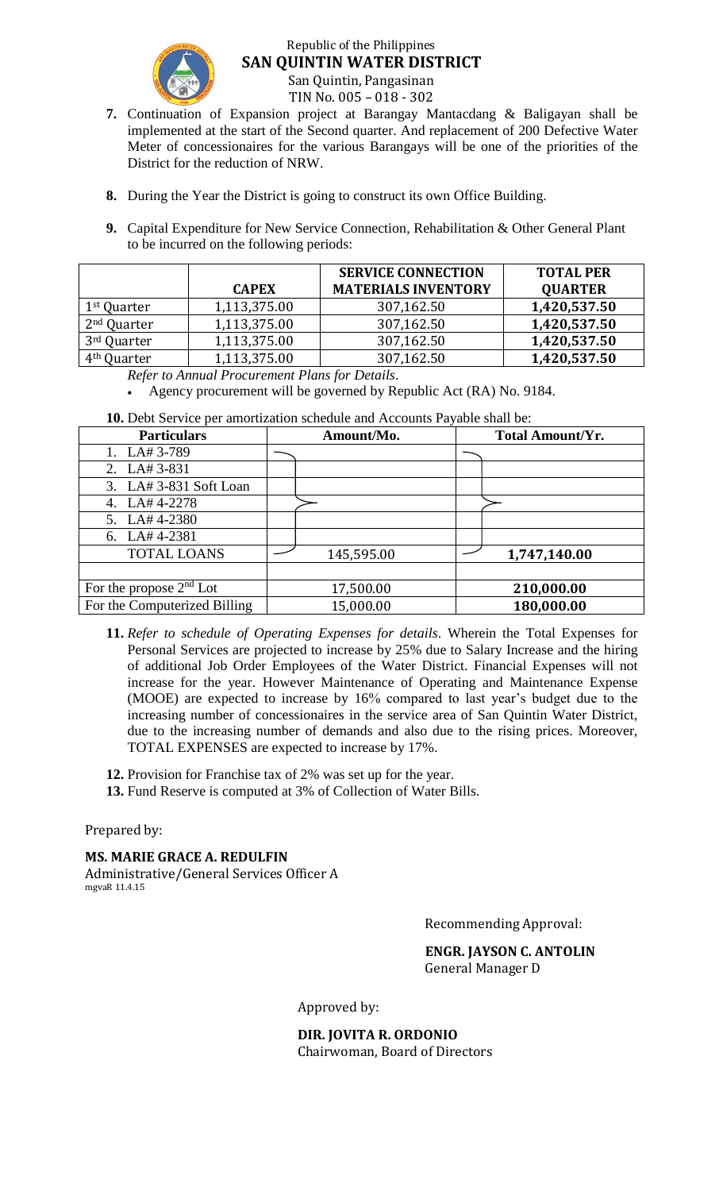Republic of the Philippines

**SAN QUINTIN WATER DISTRICT**

San Quintin, Pangasinan

TIN No. 005 – 018 - 302

7. Continuation of Expansion project at Barangay Mantacdang & Baligayan shall be implemented at the start of the Second quarter. And replacement of 200 Defective Water Meter of concessionaires for the various Barangays will be one of the priorities of the District for the reduction of NRW.

8. During the Year the District is going to construct its own Office Building.

9. Capital Expenditure for New Service Connection, Rehabilitation & Other General Plant to be incurred on the following periods:

| | CAPEX | SERVICE CONNECTION MATERIALS INVENTORY | TOTAL PER QUARTER |
|---|---|---|---|
| 1st Quarter | 1,113,375.00 | 307,162.50 | **1,420,537.50** |
| 2nd Quarter | 1,113,375.00 | 307,162.50 | **1,420,537.50** |
| 3rd Quarter | 1,113,375.00 | 307,162.50 | **1,420,537.50** |
| 4th Quarter | 1,113,375.00 | 307,162.50 | **1,420,537.50** |

*Refer to Annual Procurement Plans for Details*.

- Agency procurement will be governed by Republic Act (RA) No. 9184.

10. Debt Service per amortization schedule and Accounts Payable shall be:

| Particulars | Amount/Mo. | Total Amount/Yr. |
|---|---|---|
| 1. LA# 3-789 | | |
| 2. LA# 3-831 | | |
| 3. LA# 3-831 Soft Loan | | |
| 4. LA# 4-2278 | | |
| 5. LA# 4-2380 | | |
| 6. LA# 4-2381 | | |
| TOTAL LOANS | 145,595.00 | **1,747,140.00** |
| | | |
| For the propose 2nd Lot | 17,500.00 | **210,000.00** |
| For the Computerized Billing | 15,000.00 | **180,000.00** |

11. *Refer to schedule of Operating Expenses for details*. Wherein the Total Expenses for Personal Services are projected to increase by 25% due to Salary Increase and the hiring of additional Job Order Employees of the Water District. Financial Expenses will not increase for the year. However Maintenance of Operating and Maintenance Expense (MOOE) are expected to increase by 16% compared to last year's budget due to the increasing number of concessionaires in the service area of San Quintin Water District, due to the increasing number of demands and also due to the rising prices. Moreover, TOTAL EXPENSES are expected to increase by 17%.

12. Provision for Franchise tax of 2% was set up for the year.

13. Fund Reserve is computed at 3% of Collection of Water Bills.

Prepared by:

**MS. MARIE GRACE A. REDULFIN**
Administrative/General Services Officer A
mgvaR 11.4.15

Recommending Approval:

**ENGR. JAYSON C. ANTOLIN**
General Manager D

Approved by:

**DIR. JOVITA R. ORDONIO**
Chairwoman, Board of Directors